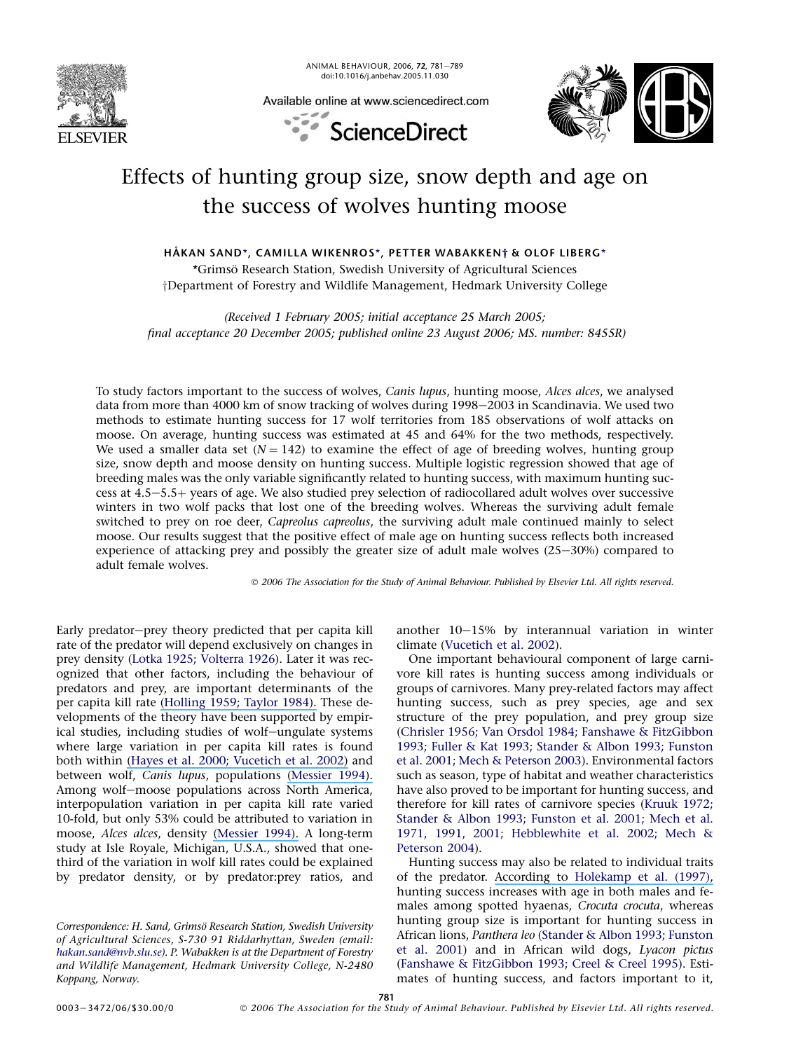# Effects of hunting group size, snow depth and age on the success of wolves hunting moose

**HÅKAN SAND\*, CAMILLA WIKENROS\*, PETTER WABAKKEN† & OLOF LIBERG\***

\*Grimsö Research Station, Swedish University of Agricultural Sciences

†Department of Forestry and Wildlife Management, Hedmark University College

*(Received 1 February 2005; initial acceptance 25 March 2005; final acceptance 20 December 2005; published online 23 August 2006; MS. number: 8455R)*

To study factors important to the success of wolves, *Canis lupus*, hunting moose, *Alces alces*, we analysed data from more than 4000 km of snow tracking of wolves during 1998–2003 in Scandinavia. We used two methods to estimate hunting success for 17 wolf territories from 185 observations of wolf attacks on moose. On average, hunting success was estimated at 45 and 64% for the two methods, respectively. We used a smaller data set ($N = 142$) to examine the effect of age of breeding wolves, hunting group size, snow depth and moose density on hunting success. Multiple logistic regression showed that age of breeding males was the only variable significantly related to hunting success, with maximum hunting success at 4.5–5.5+ years of age. We also studied prey selection of radiocollared adult wolves over successive winters in two wolf packs that lost one of the breeding wolves. Whereas the surviving adult female switched to prey on roe deer, *Capreolus capreolus*, the surviving adult male continued mainly to select moose. Our results suggest that the positive effect of male age on hunting success reflects both increased experience of attacking prey and possibly the greater size of adult male wolves (25–30%) compared to adult female wolves.

© 2006 The Association for the Study of Animal Behaviour. Published by Elsevier Ltd. All rights reserved.

Early predator–prey theory predicted that per capita kill rate of the predator will depend exclusively on changes in prey density (Lotka 1925; Volterra 1926). Later it was recognized that other factors, including the behaviour of predators and prey, are important determinants of the per capita kill rate (Holling 1959; Taylor 1984). These developments of the theory have been supported by empirical studies, including studies of wolf–ungulate systems where large variation in per capita kill rates is found both within (Hayes et al. 2000; Vucetich et al. 2002) and between wolf, *Canis lupus*, populations (Messier 1994). Among wolf–moose populations across North America, interpopulation variation in per capita kill rate varied 10-fold, but only 53% could be attributed to variation in moose, *Alces alces*, density (Messier 1994). A long-term study at Isle Royale, Michigan, U.S.A., showed that one-third of the variation in wolf kill rates could be explained by predator density, or by predator:prey ratios, and another 10–15% by interannual variation in winter climate (Vucetich et al. 2002).

One important behavioural component of large carnivore kill rates is hunting success among individuals or groups of carnivores. Many prey-related factors may affect hunting success, such as prey species, age and sex structure of the prey population, and prey group size (Chrisler 1956; Van Orsdol 1984; Fanshawe & FitzGibbon 1993; Fuller & Kat 1993; Stander & Albon 1993; Funston et al. 2001; Mech & Peterson 2003). Environmental factors such as season, type of habitat and weather characteristics have also proved to be important for hunting success, and therefore for kill rates of carnivore species (Kruuk 1972; Stander & Albon 1993; Funston et al. 2001; Mech et al. 1971, 1991, 2001; Hebblewhite et al. 2002; Mech & Peterson 2004).

Hunting success may also be related to individual traits of the predator. According to Holekamp et al. (1997), hunting success increases with age in both males and females among spotted hyaenas, *Crocuta crocuta*, whereas hunting group size is important for hunting success in African lions, *Panthera leo* (Stander & Albon 1993; Funston et al. 2001) and in African wild dogs, *Lyacon pictus* (Fanshawe & FitzGibbon 1993; Creel & Creel 1995). Estimates of hunting success, and factors important to it,

Correspondence: H. Sand, Grimsö Research Station, Swedish University of Agricultural Sciences, S-730 91 Riddarhyttan, Sweden (email: hakan.sand@nvb.slu.se). P. Wabakken is at the Department of Forestry and Wildlife Management, Hedmark University College, N-2480 Koppang, Norway.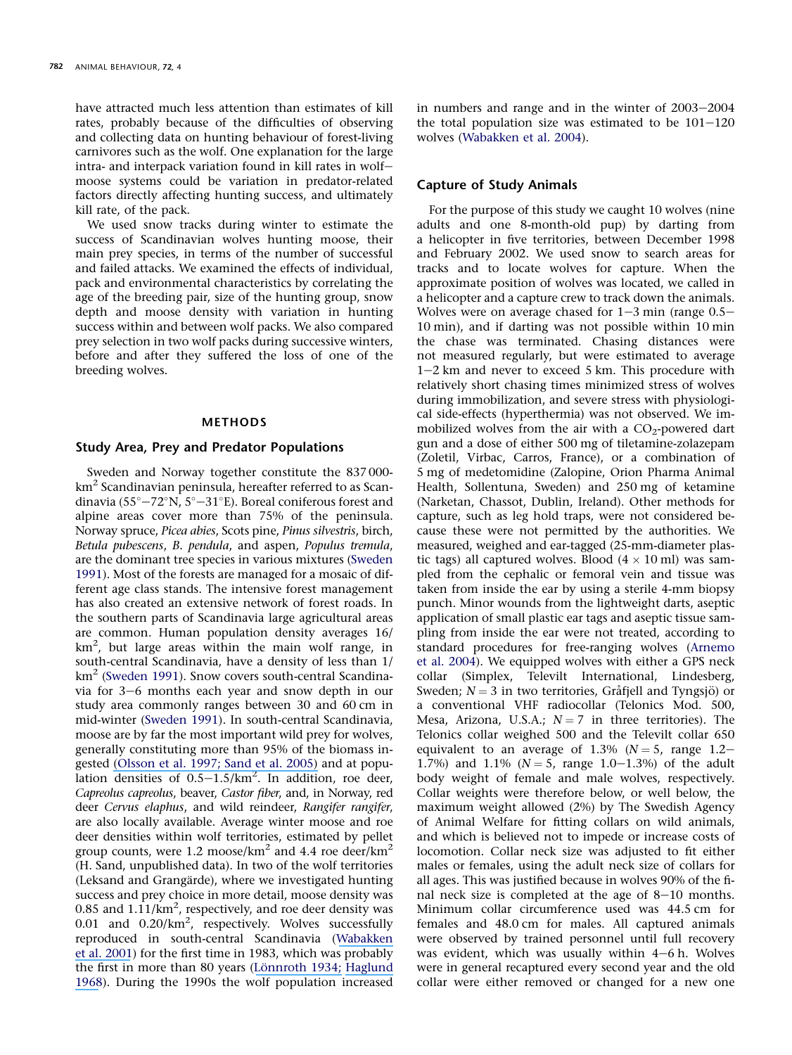have attracted much less attention than estimates of kill rates, probably because of the difficulties of observing and collecting data on hunting behaviour of forest-living carnivores such as the wolf. One explanation for the large intra- and interpack variation found in kill rates in wolf–moose systems could be variation in predator-related factors directly affecting hunting success, and ultimately kill rate, of the pack.

We used snow tracks during winter to estimate the success of Scandinavian wolves hunting moose, their main prey species, in terms of the number of successful and failed attacks. We examined the effects of individual, pack and environmental characteristics by correlating the age of the breeding pair, size of the hunting group, snow depth and moose density with variation in hunting success within and between wolf packs. We also compared prey selection in two wolf packs during successive winters, before and after they suffered the loss of one of the breeding wolves.

## METHODS

### Study Area, Prey and Predator Populations

Sweden and Norway together constitute the 837 000-km$^2$ Scandinavian peninsula, hereafter referred to as Scandinavia (55°–72°N, 5°–31°E). Boreal coniferous forest and alpine areas cover more than 75% of the peninsula. Norway spruce, *Picea abies*, Scots pine, *Pinus silvestris*, birch, *Betula pubescens*, *B. pendula*, and aspen, *Populus tremula*, are the dominant tree species in various mixtures (Sweden 1991). Most of the forests are managed for a mosaic of different age class stands. The intensive forest management has also created an extensive network of forest roads. In the southern parts of Scandinavia large agricultural areas are common. Human population density averages 16/km$^2$, but large areas within the main wolf range, in south-central Scandinavia, have a density of less than 1/km$^2$ (Sweden 1991). Snow covers south-central Scandinavia for 3–6 months each year and snow depth in our study area commonly ranges between 30 and 60 cm in mid-winter (Sweden 1991). In south-central Scandinavia, moose are by far the most important wild prey for wolves, generally constituting more than 95% of the biomass ingested (Olsson et al. 1997; Sand et al. 2005) and at population densities of 0.5–1.5/km$^2$. In addition, roe deer, *Capreolus capreolus*, beaver, *Castor fiber*, and, in Norway, red deer *Cervus elaphus*, and wild reindeer, *Rangifer rangifer*, are also locally available. Average winter moose and roe deer densities within wolf territories, estimated by pellet group counts, were 1.2 moose/km$^2$ and 4.4 roe deer/km$^2$ (H. Sand, unpublished data). In two of the wolf territories (Leksand and Grangärde), where we investigated hunting success and prey choice in more detail, moose density was 0.85 and 1.11/km$^2$, respectively, and roe deer density was 0.01 and 0.20/km$^2$, respectively. Wolves successfully reproduced in south-central Scandinavia (Wabakken et al. 2001) for the first time in 1983, which was probably the first in more than 80 years (Lönnroth 1934; Haglund 1968). During the 1990s the wolf population increased in numbers and range and in the winter of 2003–2004 the total population size was estimated to be 101–120 wolves (Wabakken et al. 2004).

### Capture of Study Animals

For the purpose of this study we caught 10 wolves (nine adults and one 8-month-old pup) by darting from a helicopter in five territories, between December 1998 and February 2002. We used snow to search areas for tracks and to locate wolves for capture. When the approximate position of wolves was located, we called in a helicopter and a capture crew to track down the animals. Wolves were on average chased for 1–3 min (range 0.5–10 min), and if darting was not possible within 10 min the chase was terminated. Chasing distances were not measured regularly, but were estimated to average 1–2 km and never to exceed 5 km. This procedure with relatively short chasing times minimized stress of wolves during immobilization, and severe stress with physiological side-effects (hyperthermia) was not observed. We immobilized wolves from the air with a $CO_2$-powered dart gun and a dose of either 500 mg of tiletamine-zolazepam (Zoletil, Virbac, Carros, France), or a combination of 5 mg of medetomidine (Zalopine, Orion Pharma Animal Health, Sollentuna, Sweden) and 250 mg of ketamine (Narketan, Chassot, Dublin, Ireland). Other methods for capture, such as leg hold traps, were not considered because these were not permitted by the authorities. We measured, weighed and ear-tagged (25-mm-diameter plastic tags) all captured wolves. Blood (4 × 10 ml) was sampled from the cephalic or femoral vein and tissue was taken from inside the ear by using a sterile 4-mm biopsy punch. Minor wounds from the lightweight darts, aseptic application of small plastic ear tags and aseptic tissue sampling from inside the ear were not treated, according to standard procedures for free-ranging wolves (Arnemo et al. 2004). We equipped wolves with either a GPS neck collar (Simplex, Televilt International, Lindesberg, Sweden; $N = 3$ in two territories, Gråfjell and Tyngsjö) or a conventional VHF radiocollar (Telonics Mod. 500, Mesa, Arizona, U.S.A.; $N = 7$ in three territories). The Telonics collar weighed 500 and the Televilt collar 650 equivalent to an average of 1.3% ($N = 5$, range 1.2–1.7%) and 1.1% ($N = 5$, range 1.0–1.3%) of the adult body weight of female and male wolves, respectively. Collar weights were therefore below, or well below, the maximum weight allowed (2%) by The Swedish Agency of Animal Welfare for fitting collars on wild animals, and which is believed not to impede or increase costs of locomotion. Collar neck size was adjusted to fit either males or females, using the adult neck size of collars for all ages. This was justified because in wolves 90% of the final neck size is completed at the age of 8–10 months. Minimum collar circumference used was 44.5 cm for females and 48.0 cm for males. All captured animals were observed by trained personnel until full recovery was evident, which was usually within 4–6 h. Wolves were in general recaptured every second year and the old collar were either removed or changed for a new one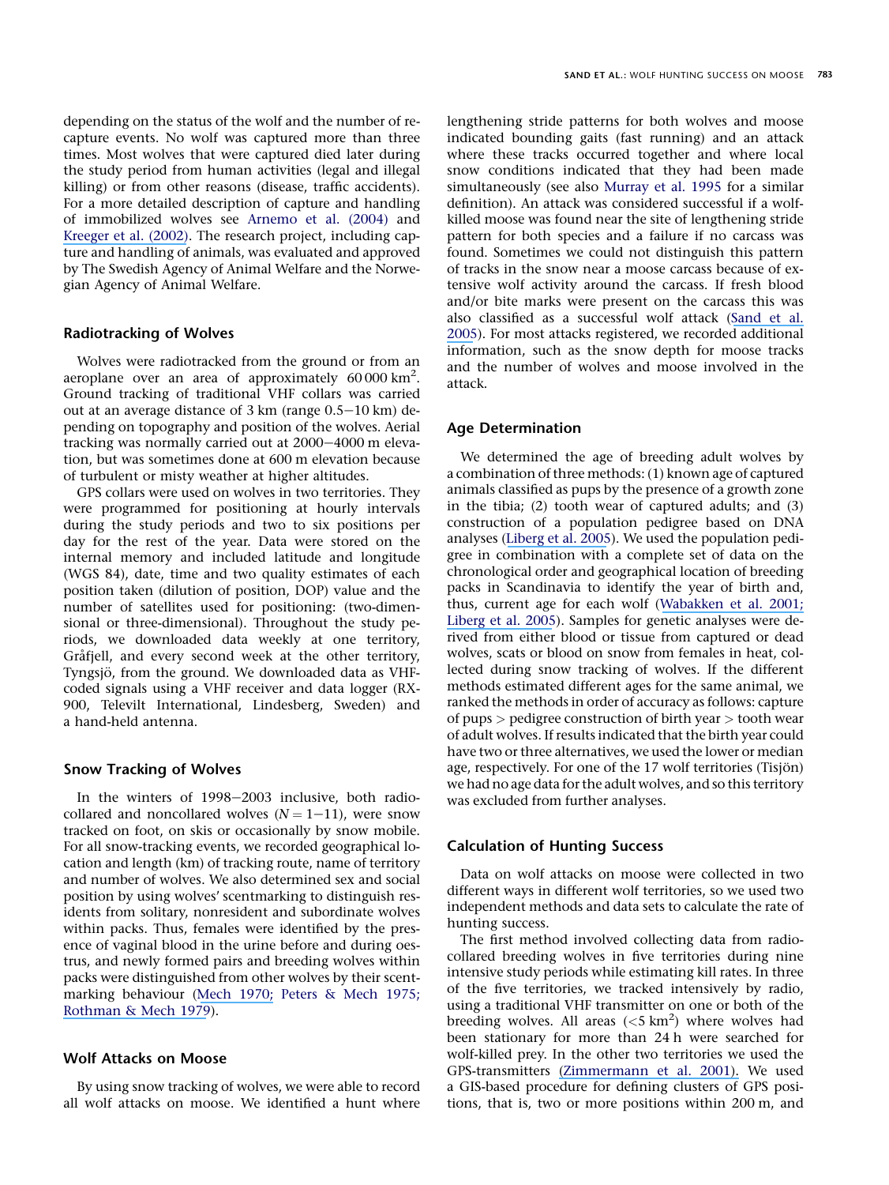depending on the status of the wolf and the number of recapture events. No wolf was captured more than three times. Most wolves that were captured died later during the study period from human activities (legal and illegal killing) or from other reasons (disease, traffic accidents). For a more detailed description of capture and handling of immobilized wolves see Arnemo et al. (2004) and Kreeger et al. (2002). The research project, including capture and handling of animals, was evaluated and approved by The Swedish Agency of Animal Welfare and the Norwegian Agency of Animal Welfare.

## Radiotracking of Wolves

Wolves were radiotracked from the ground or from an aeroplane over an area of approximately 60 000 km$^2$. Ground tracking of traditional VHF collars was carried out at an average distance of 3 km (range 0.5−10 km) depending on topography and position of the wolves. Aerial tracking was normally carried out at 2000−4000 m elevation, but was sometimes done at 600 m elevation because of turbulent or misty weather at higher altitudes.

GPS collars were used on wolves in two territories. They were programmed for positioning at hourly intervals during the study periods and two to six positions per day for the rest of the year. Data were stored on the internal memory and included latitude and longitude (WGS 84), date, time and two quality estimates of each position taken (dilution of position, DOP) value and the number of satellites used for positioning: (two-dimensional or three-dimensional). Throughout the study periods, we downloaded data weekly at one territory, Gråfjell, and every second week at the other territory, Tyngsjö, from the ground. We downloaded data as VHF-coded signals using a VHF receiver and data logger (RX-900, Televilt International, Lindesberg, Sweden) and a hand-held antenna.

## Snow Tracking of Wolves

In the winters of 1998−2003 inclusive, both radio-collared and noncollared wolves ($N = 1−11$), were snow tracked on foot, on skis or occasionally by snow mobile. For all snow-tracking events, we recorded geographical location and length (km) of tracking route, name of territory and number of wolves. We also determined sex and social position by using wolves' scentmarking to distinguish residents from solitary, nonresident and subordinate wolves within packs. Thus, females were identified by the presence of vaginal blood in the urine before and during oestrus, and newly formed pairs and breeding wolves within packs were distinguished from other wolves by their scent-marking behaviour (Mech 1970; Peters & Mech 1975; Rothman & Mech 1979).

## Wolf Attacks on Moose

By using snow tracking of wolves, we were able to record all wolf attacks on moose. We identified a hunt where lengthening stride patterns for both wolves and moose indicated bounding gaits (fast running) and an attack where these tracks occurred together and where local snow conditions indicated that they had been made simultaneously (see also Murray et al. 1995 for a similar definition). An attack was considered successful if a wolf-killed moose was found near the site of lengthening stride pattern for both species and a failure if no carcass was found. Sometimes we could not distinguish this pattern of tracks in the snow near a moose carcass because of extensive wolf activity around the carcass. If fresh blood and/or bite marks were present on the carcass this was also classified as a successful wolf attack (Sand et al. 2005). For most attacks registered, we recorded additional information, such as the snow depth for moose tracks and the number of wolves and moose involved in the attack.

## Age Determination

We determined the age of breeding adult wolves by a combination of three methods: (1) known age of captured animals classified as pups by the presence of a growth zone in the tibia; (2) tooth wear of captured adults; and (3) construction of a population pedigree based on DNA analyses (Liberg et al. 2005). We used the population pedigree in combination with a complete set of data on the chronological order and geographical location of breeding packs in Scandinavia to identify the year of birth and, thus, current age for each wolf (Wabakken et al. 2001; Liberg et al. 2005). Samples for genetic analyses were derived from either blood or tissue from captured or dead wolves, scats or blood on snow from females in heat, collected during snow tracking of wolves. If the different methods estimated different ages for the same animal, we ranked the methods in order of accuracy as follows: capture of pups > pedigree construction of birth year > tooth wear of adult wolves. If results indicated that the birth year could have two or three alternatives, we used the lower or median age, respectively. For one of the 17 wolf territories (Tisjön) we had no age data for the adult wolves, and so this territory was excluded from further analyses.

## Calculation of Hunting Success

Data on wolf attacks on moose were collected in two different ways in different wolf territories, so we used two independent methods and data sets to calculate the rate of hunting success.

The first method involved collecting data from radio-collared breeding wolves in five territories during nine intensive study periods while estimating kill rates. In three of the five territories, we tracked intensively by radio, using a traditional VHF transmitter on one or both of the breeding wolves. All areas (<5 km$^2$) where wolves had been stationary for more than 24 h were searched for wolf-killed prey. In the other two territories we used the GPS-transmitters (Zimmermann et al. 2001). We used a GIS-based procedure for defining clusters of GPS positions, that is, two or more positions within 200 m, and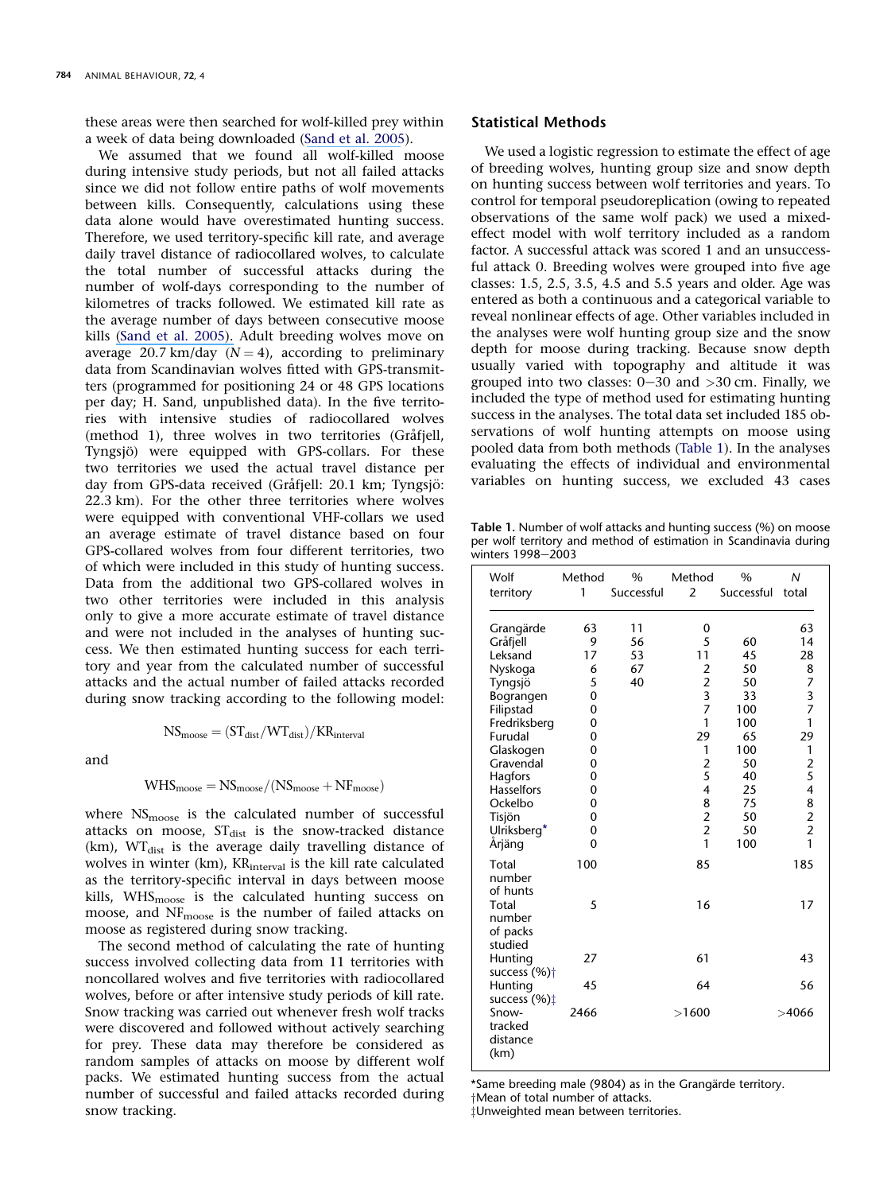these areas were then searched for wolf-killed prey within a week of data being downloaded (Sand et al. 2005).

We assumed that we found all wolf-killed moose during intensive study periods, but not all failed attacks since we did not follow entire paths of wolf movements between kills. Consequently, calculations using these data alone would have overestimated hunting success. Therefore, we used territory-specific kill rate, and average daily travel distance of radiocollared wolves, to calculate the total number of successful attacks during the number of wolf-days corresponding to the number of kilometres of tracks followed. We estimated kill rate as the average number of days between consecutive moose kills (Sand et al. 2005). Adult breeding wolves move on average 20.7 km/day ($N = 4$), according to preliminary data from Scandinavian wolves fitted with GPS-transmitters (programmed for positioning 24 or 48 GPS locations per day; H. Sand, unpublished data). In the five territories with intensive studies of radiocollared wolves (method 1), three wolves in two territories (Gråfjell, Tyngsjö) were equipped with GPS-collars. For these two territories we used the actual travel distance per day from GPS-data received (Gråfjell: 20.1 km; Tyngsjö: 22.3 km). For the other three territories where wolves were equipped with conventional VHF-collars we used an average estimate of travel distance based on four GPS-collared wolves from four different territories, two of which were included in this study of hunting success. Data from the additional two GPS-collared wolves in two other territories were included in this analysis only to give a more accurate estimate of travel distance and were not included in the analyses of hunting success. We then estimated hunting success for each territory and year from the calculated number of successful attacks and the actual number of failed attacks recorded during snow tracking according to the following model:

$$NS_{moose} = (ST_{dist}/WT_{dist})/KR_{interval}$$

and

$$WHS_{moose} = NS_{moose}/(NS_{moose} + NF_{moose})$$

where $NS_{moose}$ is the calculated number of successful attacks on moose, $ST_{dist}$ is the snow-tracked distance (km), $WT_{dist}$ is the average daily travelling distance of wolves in winter (km), $KR_{interval}$ is the kill rate calculated as the territory-specific interval in days between moose kills, $WHS_{moose}$ is the calculated hunting success on moose, and $NF_{moose}$ is the number of failed attacks on moose as registered during snow tracking.

The second method of calculating the rate of hunting success involved collecting data from 11 territories with noncollared wolves and five territories with radiocollared wolves, before or after intensive study periods of kill rate. Snow tracking was carried out whenever fresh wolf tracks were discovered and followed without actively searching for prey. These data may therefore be considered as random samples of attacks on moose by different wolf packs. We estimated hunting success from the actual number of successful and failed attacks recorded during snow tracking.

## Statistical Methods

We used a logistic regression to estimate the effect of age of breeding wolves, hunting group size and snow depth on hunting success between wolf territories and years. To control for temporal pseudoreplication (owing to repeated observations of the same wolf pack) we used a mixed-effect model with wolf territory included as a random factor. A successful attack was scored 1 and an unsuccessful attack 0. Breeding wolves were grouped into five age classes: 1.5, 2.5, 3.5, 4.5 and 5.5 years and older. Age was entered as both a continuous and a categorical variable to reveal nonlinear effects of age. Other variables included in the analyses were wolf hunting group size and the snow depth for moose during tracking. Because snow depth usually varied with topography and altitude it was grouped into two classes: 0–30 and >30 cm. Finally, we included the type of method used for estimating hunting success in the analyses. The total data set included 185 observations of wolf hunting attempts on moose using pooled data from both methods (Table 1). In the analyses evaluating the effects of individual and environmental variables on hunting success, we excluded 43 cases

**Table 1.** Number of wolf attacks and hunting success (%) on moose per wolf territory and method of estimation in Scandinavia during winters 1998–2003

| Wolf territory | Method 1 | % Successful | Method 2 | % Successful | *N* total |
|---|---|---|---|---|---|
| Grangärde | 63 | 11 | 0 | | 63 |
| Gråfjell | 9 | 56 | 5 | 60 | 14 |
| Leksand | 17 | 53 | 11 | 45 | 28 |
| Nyskoga | 6 | 67 | 2 | 50 | 8 |
| Tyngsjö | 5 | 40 | 2 | 50 | 7 |
| Bograngen | 0 | | 3 | 33 | 3 |
| Filipstad | 0 | | 7 | 100 | 7 |
| Fredriksberg | 0 | | 1 | 100 | 1 |
| Furudal | 0 | | 29 | 65 | 29 |
| Glaskogen | 0 | | 1 | 100 | 1 |
| Gravendal | 0 | | 2 | 50 | 2 |
| Hagfors | 0 | | 5 | 40 | 5 |
| Hasselfors | 0 | | 4 | 25 | 4 |
| Ockelbo | 0 | | 8 | 75 | 8 |
| Tisjön | 0 | | 2 | 50 | 2 |
| Ulriksberg* | 0 | | 2 | 50 | 2 |
| Årjäng | 0 | | 1 | 100 | 1 |
| Total number of hunts | 100 | | 85 | | 185 |
| Total number of packs studied | 5 | | 16 | | 17 |
| Hunting success (%)† | 27 | | 61 | | 43 |
| Hunting success (%)‡ | 45 | | 64 | | 56 |
| Snow-tracked distance (km) | 2466 | | >1600 | | >4066 |

*Same breeding male (9804) as in the Grangärde territory.
†Mean of total number of attacks.
‡Unweighted mean between territories.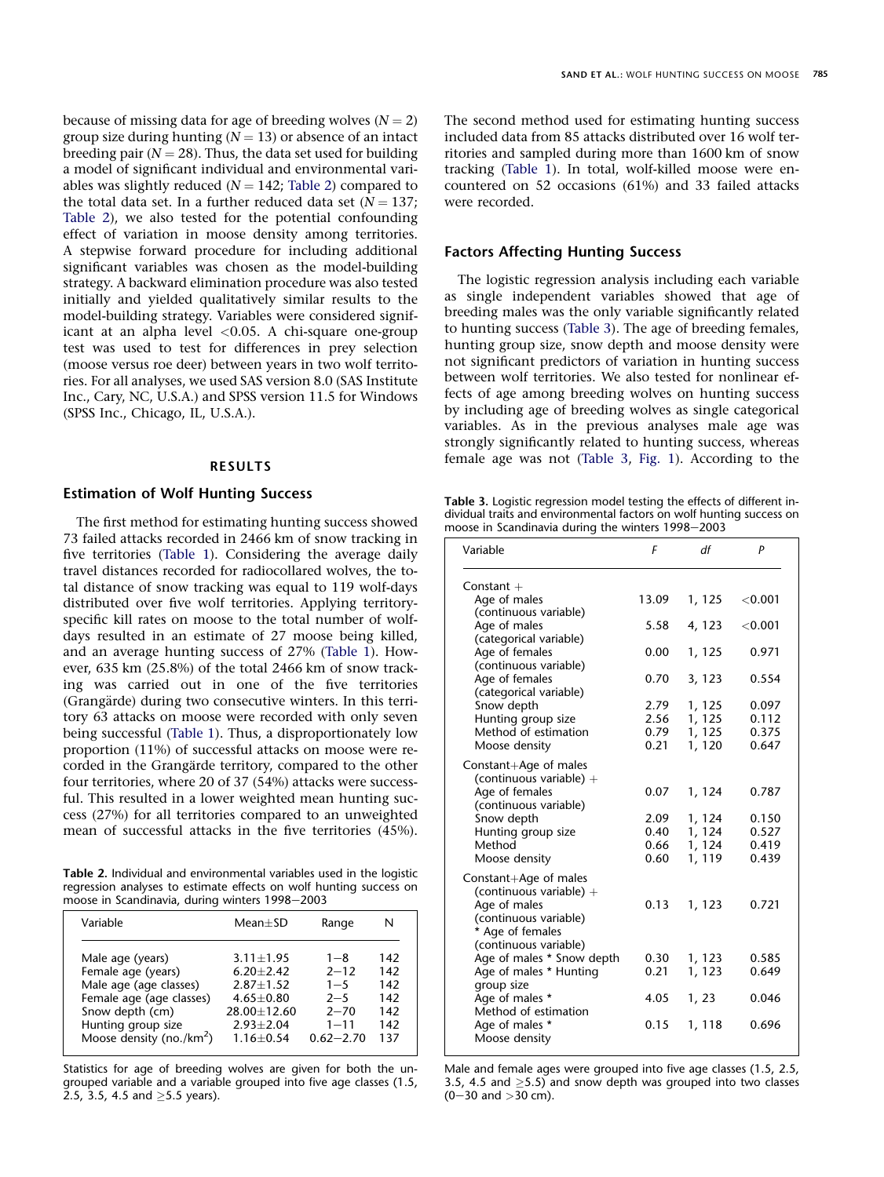because of missing data for age of breeding wolves ($N = 2$) group size during hunting ($N = 13$) or absence of an intact breeding pair ($N = 28$). Thus, the data set used for building a model of significant individual and environmental variables was slightly reduced ($N = 142$; Table 2) compared to the total data set. In a further reduced data set ($N = 137$; Table 2), we also tested for the potential confounding effect of variation in moose density among territories. A stepwise forward procedure for including additional significant variables was chosen as the model-building strategy. A backward elimination procedure was also tested initially and yielded qualitatively similar results to the model-building strategy. Variables were considered significant at an alpha level <0.05. A chi-square one-group test was used to test for differences in prey selection (moose versus roe deer) between years in two wolf territories. For all analyses, we used SAS version 8.0 (SAS Institute Inc., Cary, NC, U.S.A.) and SPSS version 11.5 for Windows (SPSS Inc., Chicago, IL, U.S.A.).

## RESULTS

### Estimation of Wolf Hunting Success

The first method for estimating hunting success showed 73 failed attacks recorded in 2466 km of snow tracking in five territories (Table 1). Considering the average daily travel distances recorded for radiocollared wolves, the total distance of snow tracking was equal to 119 wolf-days distributed over five wolf territories. Applying territory-specific kill rates on moose to the total number of wolf-days resulted in an estimate of 27 moose being killed, and an average hunting success of 27% (Table 1). However, 635 km (25.8%) of the total 2466 km of snow tracking was carried out in one of the five territories (Grangärde) during two consecutive winters. In this territory 63 attacks on moose were recorded with only seven being successful (Table 1). Thus, a disproportionately low proportion (11%) of successful attacks on moose were recorded in the Grangärde territory, compared to the other four territories, where 20 of 37 (54%) attacks were successful. This resulted in a lower weighted mean hunting success (27%) for all territories compared to an unweighted mean of successful attacks in the five territories (45%).

**Table 2.** Individual and environmental variables used in the logistic regression analyses to estimate effects on wolf hunting success on moose in Scandinavia, during winters 1998–2003

| Variable | Mean±SD | Range | N |
|---|---|---|---|
| Male age (years) | 3.11±1.95 | 1–8 | 142 |
| Female age (years) | 6.20±2.42 | 2–12 | 142 |
| Male age (age classes) | 2.87±1.52 | 1–5 | 142 |
| Female age (age classes) | 4.65±0.80 | 2–5 | 142 |
| Snow depth (cm) | 28.00±12.60 | 2–70 | 142 |
| Hunting group size | 2.93±2.04 | 1–11 | 142 |
| Moose density (no./km$^2$) | 1.16±0.54 | 0.62–2.70 | 137 |

Statistics for age of breeding wolves are given for both the ungrouped variable and a variable grouped into five age classes (1.5, 2.5, 3.5, 4.5 and ≥5.5 years).

The second method used for estimating hunting success included data from 85 attacks distributed over 16 wolf territories and sampled during more than 1600 km of snow tracking (Table 1). In total, wolf-killed moose were encountered on 52 occasions (61%) and 33 failed attacks were recorded.

### Factors Affecting Hunting Success

The logistic regression analysis including each variable as single independent variables showed that age of breeding males was the only variable significantly related to hunting success (Table 3). The age of breeding females, hunting group size, snow depth and moose density were not significant predictors of variation in hunting success between wolf territories. We also tested for nonlinear effects of age among breeding wolves on hunting success by including age of breeding wolves as single categorical variables. As in the previous analyses male age was strongly significantly related to hunting success, whereas female age was not (Table 3, Fig. 1). According to the

**Table 3.** Logistic regression model testing the effects of different individual traits and environmental factors on wolf hunting success on moose in Scandinavia during the winters 1998–2003

| Variable | F | df | P |
|---|---|---|---|
| Constant + | | | |
| Age of males (continuous variable) | 13.09 | 1, 125 | <0.001 |
| Age of males (categorical variable) | 5.58 | 4, 123 | <0.001 |
| Age of females (continuous variable) | 0.00 | 1, 125 | 0.971 |
| Age of females (categorical variable) | 0.70 | 3, 123 | 0.554 |
| Snow depth | 2.79 | 1, 125 | 0.097 |
| Hunting group size | 2.56 | 1, 125 | 0.112 |
| Method of estimation | 0.79 | 1, 125 | 0.375 |
| Moose density | 0.21 | 1, 120 | 0.647 |
| Constant+Age of males (continuous variable) + | | | |
| Age of females (continuous variable) | 0.07 | 1, 124 | 0.787 |
| Snow depth | 2.09 | 1, 124 | 0.150 |
| Hunting group size | 0.40 | 1, 124 | 0.527 |
| Method | 0.66 | 1, 124 | 0.419 |
| Moose density | 0.60 | 1, 119 | 0.439 |
| Constant+Age of males (continuous variable) + | | | |
| Age of males (continuous variable) * Age of females (continuous variable) | 0.13 | 1, 123 | 0.721 |
| Age of males * Snow depth | 0.30 | 1, 123 | 0.585 |
| Age of males * Hunting group size | 0.21 | 1, 123 | 0.649 |
| Age of males * Method of estimation | 4.05 | 1, 23 | 0.046 |
| Age of males * Moose density | 0.15 | 1, 118 | 0.696 |

Male and female ages were grouped into five age classes (1.5, 2.5, 3.5, 4.5 and ≥5.5) and snow depth was grouped into two classes (0–30 and >30 cm).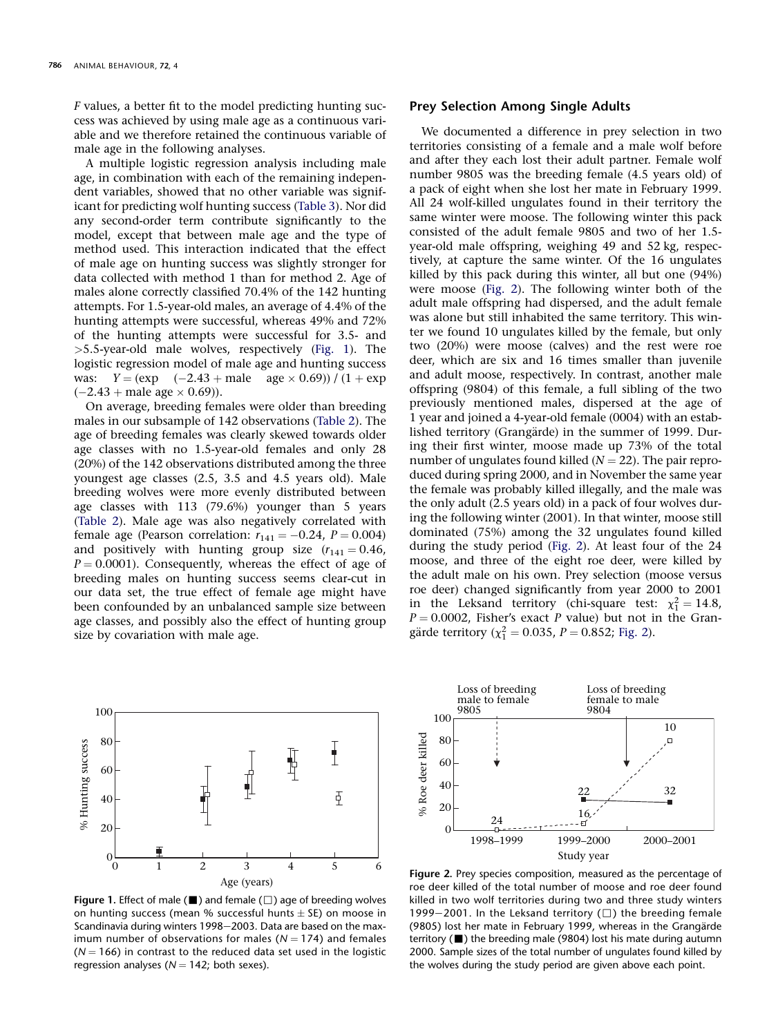*F* values, a better fit to the model predicting hunting success was achieved by using male age as a continuous variable and we therefore retained the continuous variable of male age in the following analyses.

A multiple logistic regression analysis including male age, in combination with each of the remaining independent variables, showed that no other variable was significant for predicting wolf hunting success (Table 3). Nor did any second-order term contribute significantly to the model, except that between male age and the type of method used. This interaction indicated that the effect of male age on hunting success was slightly stronger for data collected with method 1 than for method 2. Age of males alone correctly classified 70.4% of the 142 hunting attempts. For 1.5-year-old males, an average of 4.4% of the hunting attempts were successful, whereas 49% and 72% of the hunting attempts were successful for 3.5- and >5.5-year-old male wolves, respectively (Fig. 1). The logistic regression model of male age and hunting success was: $Y = (\exp(-2.43 + \text{male age} \times 0.69)) / (1 + \exp(-2.43 + \text{male age} \times 0.69))$.

On average, breeding females were older than breeding males in our subsample of 142 observations (Table 2). The age of breeding females was clearly skewed towards older age classes with no 1.5-year-old females and only 28 (20%) of the 142 observations distributed among the three youngest age classes (2.5, 3.5 and 4.5 years old). Male breeding wolves were more evenly distributed between age classes with 113 (79.6%) younger than 5 years (Table 2). Male age was also negatively correlated with female age (Pearson correlation: $r_{141} = -0.24$, $P = 0.004$) and positively with hunting group size ($r_{141} = 0.46$, $P = 0.0001$). Consequently, whereas the effect of age of breeding males on hunting success seems clear-cut in our data set, the true effect of female age might have been confounded by an unbalanced sample size between age classes, and possibly also the effect of hunting group size by covariation with male age.

## Prey Selection Among Single Adults

We documented a difference in prey selection in two territories consisting of a female and a male wolf before and after they each lost their adult partner. Female wolf number 9805 was the breeding female (4.5 years old) of a pack of eight when she lost her mate in February 1999. All 24 wolf-killed ungulates found in their territory the same winter were moose. The following winter this pack consisted of the adult female 9805 and two of her 1.5-year-old male offspring, weighing 49 and 52 kg, respectively, at capture the same winter. Of the 16 ungulates killed by this pack during this winter, all but one (94%) were moose (Fig. 2). The following winter both of the adult male offspring had dispersed, and the adult female was alone but still inhabited the same territory. This winter we found 10 ungulates killed by the female, but only two (20%) were moose (calves) and the rest were roe deer, which are six and 16 times smaller than juvenile and adult moose, respectively. In contrast, another male offspring (9804) of this female, a full sibling of the two previously mentioned males, dispersed at the age of 1 year and joined a 4-year-old female (0004) with an established territory (Grangärde) in the summer of 1999. During their first winter, moose made up 73% of the total number of ungulates found killed ($N = 22$). The pair reproduced during spring 2000, and in November the same year the female was probably killed illegally, and the male was the only adult (2.5 years old) in a pack of four wolves during the following winter (2001). In that winter, moose still dominated (75%) among the 32 ungulates found killed during the study period (Fig. 2). At least four of the 24 moose, and three of the eight roe deer, were killed by the adult male on his own. Prey selection (moose versus roe deer) changed significantly from year 2000 to 2001 in the Leksand territory (chi-square test: $\chi^2_1 = 14.8$, $P = 0.0002$, Fisher's exact *P* value) but not in the Grangärde territory ($\chi^2_1 = 0.035$, $P = 0.852$; Fig. 2).

**Figure 1.** Effect of male (■) and female (□) age of breeding wolves on hunting success (mean % successful hunts ± SE) on moose in Scandinavia during winters 1998–2003. Data are based on the maximum number of observations for males ($N = 174$) and females ($N = 166$) in contrast to the reduced data set used in the logistic regression analyses ($N = 142$; both sexes).

**Figure 2.** Prey species composition, measured as the percentage of roe deer killed of the total number of moose and roe deer found killed in two wolf territories during two and three study winters 1999–2001. In the Leksand territory (□) the breeding female (9805) lost her mate in February 1999, whereas in the Grangärde territory (■) the breeding male (9804) lost his mate during autumn 2000. Sample sizes of the total number of ungulates found killed by the wolves during the study period are given above each point.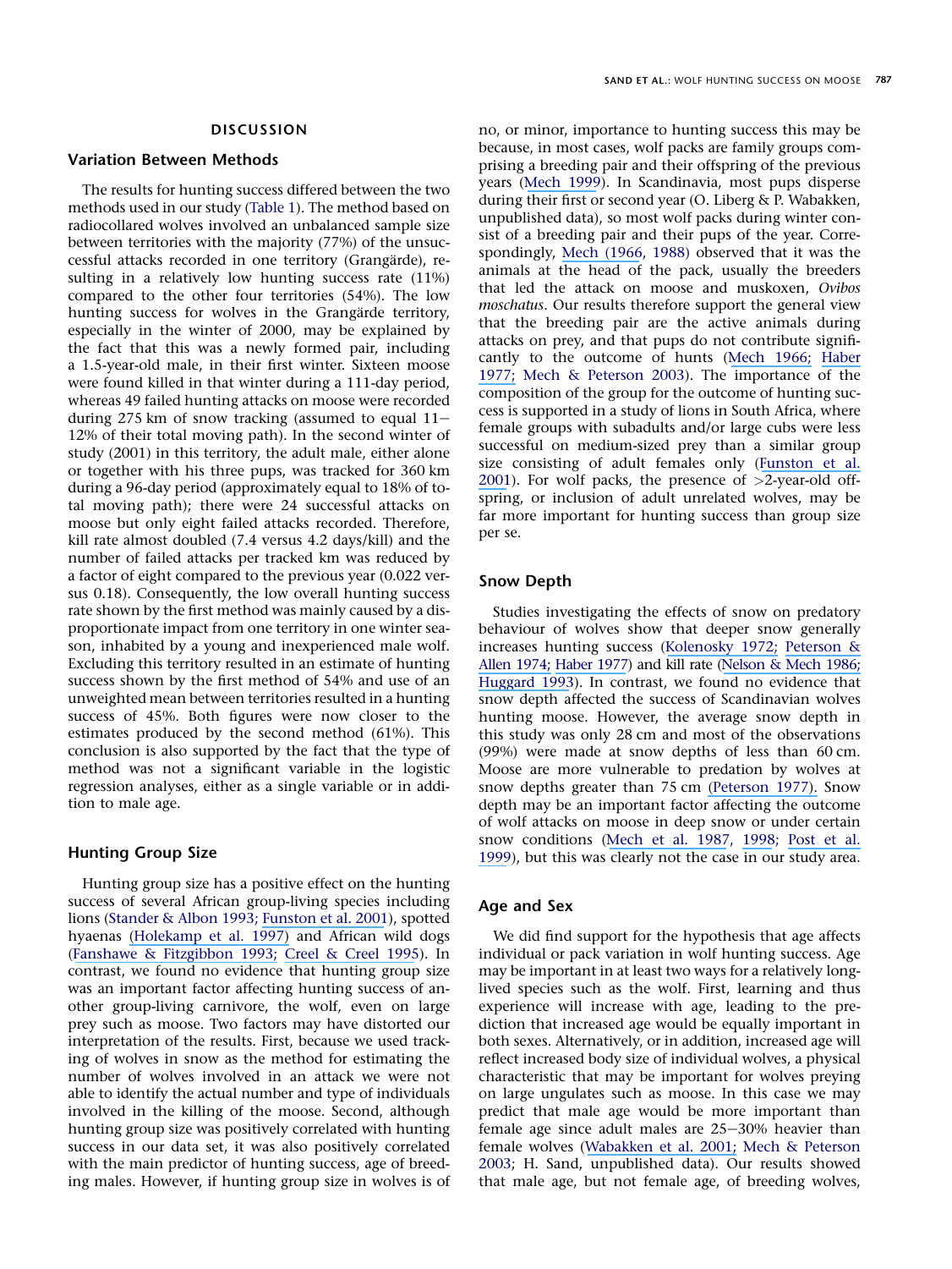## DISCUSSION

### Variation Between Methods

The results for hunting success differed between the two methods used in our study (Table 1). The method based on radiocollared wolves involved an unbalanced sample size between territories with the majority (77%) of the unsuccessful attacks recorded in one territory (Grangärde), resulting in a relatively low hunting success rate (11%) compared to the other four territories (54%). The low hunting success for wolves in the Grangärde territory, especially in the winter of 2000, may be explained by the fact that this was a newly formed pair, including a 1.5-year-old male, in their first winter. Sixteen moose were found killed in that winter during a 111-day period, whereas 49 failed hunting attacks on moose were recorded during 275 km of snow tracking (assumed to equal 11–12% of their total moving path). In the second winter of study (2001) in this territory, the adult male, either alone or together with his three pups, was tracked for 360 km during a 96-day period (approximately equal to 18% of total moving path); there were 24 successful attacks on moose but only eight failed attacks recorded. Therefore, kill rate almost doubled (7.4 versus 4.2 days/kill) and the number of failed attacks per tracked km was reduced by a factor of eight compared to the previous year (0.022 versus 0.18). Consequently, the low overall hunting success rate shown by the first method was mainly caused by a disproportionate impact from one territory in one winter season, inhabited by a young and inexperienced male wolf. Excluding this territory resulted in an estimate of hunting success shown by the first method of 54% and use of an unweighted mean between territories resulted in a hunting success of 45%. Both figures were now closer to the estimates produced by the second method (61%). This conclusion is also supported by the fact that the type of method was not a significant variable in the logistic regression analyses, either as a single variable or in addition to male age.

### Hunting Group Size

Hunting group size has a positive effect on the hunting success of several African group-living species including lions (Stander & Albon 1993; Funston et al. 2001), spotted hyaenas (Holekamp et al. 1997) and African wild dogs (Fanshawe & Fitzgibbon 1993; Creel & Creel 1995). In contrast, we found no evidence that hunting group size was an important factor affecting hunting success of another group-living carnivore, the wolf, even on large prey such as moose. Two factors may have distorted our interpretation of the results. First, because we used tracking of wolves in snow as the method for estimating the number of wolves involved in an attack we were not able to identify the actual number and type of individuals involved in the killing of the moose. Second, although hunting group size was positively correlated with hunting success in our data set, it was also positively correlated with the main predictor of hunting success, age of breeding males. However, if hunting group size in wolves is of no, or minor, importance to hunting success this may be because, in most cases, wolf packs are family groups comprising a breeding pair and their offspring of the previous years (Mech 1999). In Scandinavia, most pups disperse during their first or second year (O. Liberg & P. Wabakken, unpublished data), so most wolf packs during winter consist of a breeding pair and their pups of the year. Correspondingly, Mech (1966, 1988) observed that it was the animals at the head of the pack, usually the breeders that led the attack on moose and muskoxen, *Ovibos moschatus*. Our results therefore support the general view that the breeding pair are the active animals during attacks on prey, and that pups do not contribute significantly to the outcome of hunts (Mech 1966; Haber 1977; Mech & Peterson 2003). The importance of the composition of the group for the outcome of hunting success is supported in a study of lions in South Africa, where female groups with subadults and/or large cubs were less successful on medium-sized prey than a similar group size consisting of adult females only (Funston et al. 2001). For wolf packs, the presence of >2-year-old offspring, or inclusion of adult unrelated wolves, may be far more important for hunting success than group size per se.

### Snow Depth

Studies investigating the effects of snow on predatory behaviour of wolves show that deeper snow generally increases hunting success (Kolenosky 1972; Peterson & Allen 1974; Haber 1977) and kill rate (Nelson & Mech 1986; Huggard 1993). In contrast, we found no evidence that snow depth affected the success of Scandinavian wolves hunting moose. However, the average snow depth in this study was only 28 cm and most of the observations (99%) were made at snow depths of less than 60 cm. Moose are more vulnerable to predation by wolves at snow depths greater than 75 cm (Peterson 1977). Snow depth may be an important factor affecting the outcome of wolf attacks on moose in deep snow or under certain snow conditions (Mech et al. 1987, 1998; Post et al. 1999), but this was clearly not the case in our study area.

### Age and Sex

We did find support for the hypothesis that age affects individual or pack variation in wolf hunting success. Age may be important in at least two ways for a relatively long-lived species such as the wolf. First, learning and thus experience will increase with age, leading to the prediction that increased age would be equally important in both sexes. Alternatively, or in addition, increased age will reflect increased body size of individual wolves, a physical characteristic that may be important for wolves preying on large ungulates such as moose. In this case we may predict that male age would be more important than female age since adult males are 25–30% heavier than female wolves (Wabakken et al. 2001; Mech & Peterson 2003; H. Sand, unpublished data). Our results showed that male age, but not female age, of breeding wolves,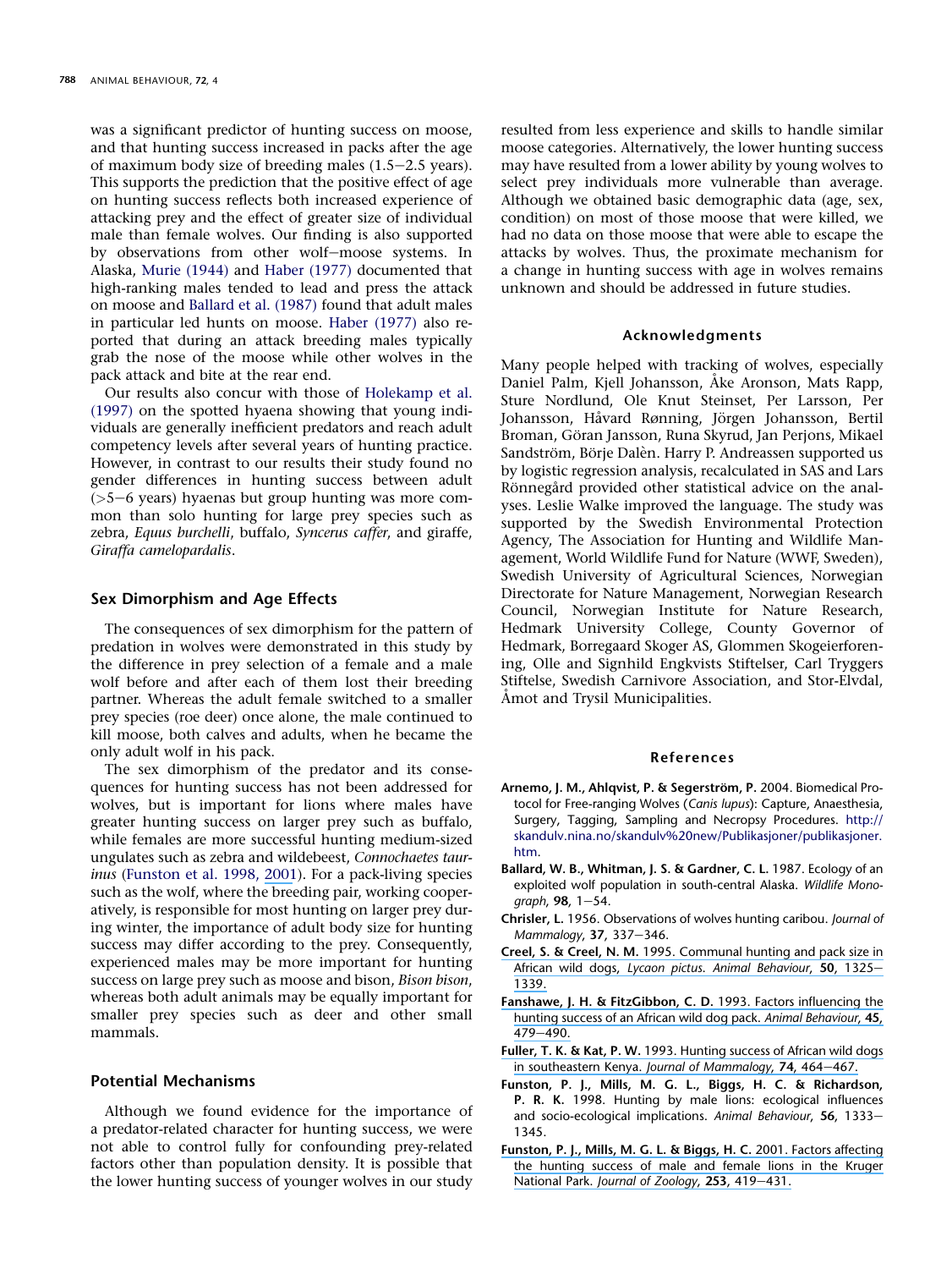was a significant predictor of hunting success on moose, and that hunting success increased in packs after the age of maximum body size of breeding males (1.5–2.5 years). This supports the prediction that the positive effect of age on hunting success reflects both increased experience of attacking prey and the effect of greater size of individual male than female wolves. Our finding is also supported by observations from other wolf–moose systems. In Alaska, Murie (1944) and Haber (1977) documented that high-ranking males tended to lead and press the attack on moose and Ballard et al. (1987) found that adult males in particular led hunts on moose. Haber (1977) also reported that during an attack breeding males typically grab the nose of the moose while other wolves in the pack attack and bite at the rear end.

Our results also concur with those of Holekamp et al. (1997) on the spotted hyaena showing that young individuals are generally inefficient predators and reach adult competency levels after several years of hunting practice. However, in contrast to our results their study found no gender differences in hunting success between adult (>5–6 years) hyaenas but group hunting was more common than solo hunting for large prey species such as zebra, *Equus burchelli*, buffalo, *Syncerus caffer*, and giraffe, *Giraffa camelopardalis*.

### Sex Dimorphism and Age Effects

The consequences of sex dimorphism for the pattern of predation in wolves were demonstrated in this study by the difference in prey selection of a female and a male wolf before and after each of them lost their breeding partner. Whereas the adult female switched to a smaller prey species (roe deer) once alone, the male continued to kill moose, both calves and adults, when he became the only adult wolf in his pack.

The sex dimorphism of the predator and its consequences for hunting success has not been addressed for wolves, but is important for lions where males have greater hunting success on larger prey such as buffalo, while females are more successful hunting medium-sized ungulates such as zebra and wildebeest, *Connochaetes taurinus* (Funston et al. 1998, 2001). For a pack-living species such as the wolf, where the breeding pair, working cooperatively, is responsible for most hunting on larger prey during winter, the importance of adult body size for hunting success may differ according to the prey. Consequently, experienced males may be more important for hunting success on large prey such as moose and bison, *Bison bison*, whereas both adult animals may be equally important for smaller prey species such as deer and other small mammals.

### Potential Mechanisms

Although we found evidence for the importance of a predator-related character for hunting success, we were not able to control fully for confounding prey-related factors other than population density. It is possible that the lower hunting success of younger wolves in our study resulted from less experience and skills to handle similar moose categories. Alternatively, the lower hunting success may have resulted from a lower ability by young wolves to select prey individuals more vulnerable than average. Although we obtained basic demographic data (age, sex, condition) on most of those moose that were killed, we had no data on those moose that were able to escape the attacks by wolves. Thus, the proximate mechanism for a change in hunting success with age in wolves remains unknown and should be addressed in future studies.

## Acknowledgments

Many people helped with tracking of wolves, especially Daniel Palm, Kjell Johansson, Åke Aronson, Mats Rapp, Sture Nordlund, Ole Knut Steinset, Per Larsson, Per Johansson, Håvard Rønning, Jörgen Johansson, Bertil Broman, Göran Jansson, Runa Skyrud, Jan Perjons, Mikael Sandström, Börje Dalèn. Harry P. Andreassen supported us by logistic regression analysis, recalculated in SAS and Lars Rönnegård provided other statistical advice on the analyses. Leslie Walke improved the language. The study was supported by the Swedish Environmental Protection Agency, The Association for Hunting and Wildlife Management, World Wildlife Fund for Nature (WWF, Sweden), Swedish University of Agricultural Sciences, Norwegian Directorate for Nature Management, Norwegian Research Council, Norwegian Institute for Nature Research, Hedmark University College, County Governor of Hedmark, Borregaard Skoger AS, Glommen Skogeierforening, Olle and Signhild Engkvists Stiftelser, Carl Tryggers Stiftelse, Swedish Carnivore Association, and Stor-Elvdal, Åmot and Trysil Municipalities.

## References

**Arnemo, J. M., Ahlqvist, P. & Segerström, P.** 2004. Biomedical Protocol for Free-ranging Wolves (*Canis lupus*): Capture, Anaesthesia, Surgery, Tagging, Sampling and Necropsy Procedures. http://skandulv.nina.no/skandulv%20new/Publikasjoner/publikasjoner.htm.

**Ballard, W. B., Whitman, J. S. & Gardner, C. L.** 1987. Ecology of an exploited wolf population in south-central Alaska. *Wildlife Monograph*, **98**, 1–54.

**Chrisler, L.** 1956. Observations of wolves hunting caribou. *Journal of Mammalogy*, **37**, 337–346.

**Creel, S. & Creel, N. M.** 1995. Communal hunting and pack size in African wild dogs, *Lycaon pictus*. *Animal Behaviour*, **50**, 1325–1339.

**Fanshawe, J. H. & FitzGibbon, C. D.** 1993. Factors influencing the hunting success of an African wild dog pack. *Animal Behaviour*, **45**, 479–490.

**Fuller, T. K. & Kat, P. W.** 1993. Hunting success of African wild dogs in southeastern Kenya. *Journal of Mammalogy*, **74**, 464–467.

**Funston, P. J., Mills, M. G. L., Biggs, H. C. & Richardson, P. R. K.** 1998. Hunting by male lions: ecological influences and socio-ecological implications. *Animal Behaviour*, **56**, 1333–1345.

**Funston, P. J., Mills, M. G. L. & Biggs, H. C.** 2001. Factors affecting the hunting success of male and female lions in the Kruger National Park. *Journal of Zoology*, **253**, 419–431.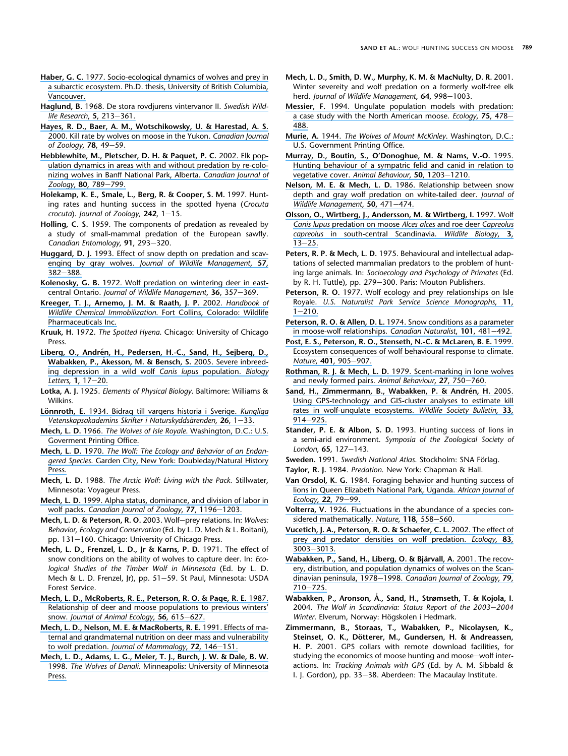**Haber, G. C.** 1977. Socio-ecological dynamics of wolves and prey in a subarctic ecosystem. Ph.D. thesis, University of British Columbia, Vancouver.

**Haglund, B.** 1968. De stora rovdjurens vintervanor II. *Swedish Wildlife Research*, **5**, 213–361.

**Hayes, R. D., Baer, A. M., Wotschikowsky, U. & Harestad, A. S.** 2000. Kill rate by wolves on moose in the Yukon. *Canadian Journal of Zoology*, **78**, 49–59.

**Hebblewhite, M., Pletscher, D. H. & Paquet, P. C.** 2002. Elk population dynamics in areas with and without predation by re-colonizing wolves in Banff National Park, Alberta. *Canadian Journal of Zoology*, **80**, 789–799.

**Holekamp, K. E., Smale, L., Berg, R. & Cooper, S. M.** 1997. Hunting rates and hunting success in the spotted hyena (*Crocuta crocuta*). *Journal of Zoology*, **242**, 1–15.

**Holling, C. S.** 1959. The components of predation as revealed by a study of small-mammal predation of the European sawfly. *Canadian Entomology*, **91**, 293–320.

**Huggard, D. J.** 1993. Effect of snow depth on predation and scavenging by gray wolves. *Journal of Wildlife Management*, **57**, 382–388.

**Kolenosky, G. B.** 1972. Wolf predation on wintering deer in east-central Ontario. *Journal of Wildlife Management*, **36**, 357–369.

**Kreeger, T. J., Arnemo, J. M. & Raath, J. P.** 2002. *Handbook of Wildlife Chemical Immobilization.* Fort Collins, Colorado: Wildlife Pharmaceuticals Inc.

**Kruuk, H.** 1972. *The Spotted Hyena.* Chicago: University of Chicago Press.

**Liberg, O., Andrén, H., Pedersen, H.-C., Sand, H., Sejberg, D., Wabakken, P., Åkesson, M. & Bensch, S.** 2005. Severe inbreeding depression in a wild wolf *Canis lupus* population. *Biology Letters*, **1**, 17–20.

**Lotka, A. J.** 1925. *Elements of Physical Biology*. Baltimore: Williams & Wilkins.

**Lönnroth, E.** 1934. Bidrag till vargens historia i Sverige. *Kungliga Vetenskapsakademins Skrifter i Naturskyddsärenden*, **26**, 1–33.

**Mech, L. D.** 1966. *The Wolves of Isle Royale.* Washington, D.C.: U.S. Goverment Printing Office.

**Mech, L. D.** 1970. *The Wolf: The Ecology and Behavior of an Endangered Species.* Garden City, New York: Doubleday/Natural History Press.

**Mech, L. D.** 1988. *The Arctic Wolf: Living with the Pack.* Stillwater, Minnesota: Voyageur Press.

**Mech, L. D.** 1999. Alpha status, dominance, and division of labor in wolf packs. *Canadian Journal of Zoology*, **77**, 1196–1203.

**Mech, L. D. & Peterson, R. O.** 2003. Wolf–prey relations. In: *Wolves: Behavior, Ecology and Conservation* (Ed. by L. D. Mech & L. Boitani), pp. 131–160. Chicago: University of Chicago Press.

**Mech, L. D., Frenzel, L. D., Jr & Karns, P. D.** 1971. The effect of snow conditions on the ability of wolves to capture deer. In: *Ecological Studies of the Timber Wolf in Minnesota* (Ed. by L. D. Mech & L. D. Frenzel, Jr), pp. 51–59. St Paul, Minnesota: USDA Forest Service.

**Mech, L. D., McRoberts, R. E., Peterson, R. O. & Page, R. E.** 1987. Relationship of deer and moose populations to previous winters' snow. *Journal of Animal Ecology*, **56**, 615–627.

**Mech, L. D., Nelson, M. E. & MacRoberts, R. E.** 1991. Effects of maternal and grandmaternal nutrition on deer mass and vulnerability to wolf predation. *Journal of Mammalogy*, **72**, 146–151.

**Mech, L. D., Adams, L. G., Meier, T. J., Burch, J. W. & Dale, B. W.** 1998. *The Wolves of Denali.* Minneapolis: University of Minnesota Press.

**Mech, L. D., Smith, D. W., Murphy, K. M. & MacNulty, D. R.** 2001. Winter severeity and wolf predation on a formerly wolf-free elk herd. *Journal of Wildlife Management*, **64**, 998–1003.

**Messier, F.** 1994. Ungulate population models with predation: a case study with the North American moose. *Ecology*, **75**, 478–488.

**Murie, A.** 1944. *The Wolves of Mount McKinley*. Washington, D.C.: U.S. Government Printing Office.

**Murray, D., Boutin, S., O'Donoghue, M. & Nams, V.-O.** 1995. Hunting behaviour of a sympatric felid and canid in relation to vegetative cover. *Animal Behaviour*, **50**, 1203–1210.

**Nelson, M. E. & Mech, L. D.** 1986. Relationship between snow depth and gray wolf predation on white-tailed deer. *Journal of Wildlife Management*, **50**, 471–474.

**Olsson, O., Wirtberg, J., Andersson, M. & Wirtberg, I.** 1997. Wolf *Canis lupus* predation on moose *Alces alces* and roe deer *Capreolus capreolus* in south-central Scandinavia. *Wildlife Biology*, **3**, 13–25.

**Peters, R. P. & Mech, L. D.** 1975. Behavioural and intellectual adaptations of selected mammalian predators to the problem of hunting large animals. In: *Socioecology and Psychology of Primates* (Ed. by R. H. Tuttle), pp. 279–300. Paris: Mouton Publishers.

**Peterson, R. O.** 1977. Wolf ecology and prey relationships on Isle Royale. *U.S. Naturalist Park Service Science Monographs*, **11**, 1–210.

**Peterson, R. O. & Allen, D. L.** 1974. Snow conditions as a parameter in moose-wolf relationships. *Canadian Naturalist*, **101**, 481–492.

**Post, E. S., Peterson, R. O., Stenseth, N.-C. & McLaren, B. E.** 1999. Ecosystem consequences of wolf behavioural response to climate. *Nature*, **401**, 905–907.

**Rothman, R. J. & Mech, L. D.** 1979. Scent-marking in lone wolves and newly formed pairs. *Animal Behaviour*, **27**, 750–760.

**Sand, H., Zimmermann, B., Wabakken, P. & Andrén, H.** 2005. Using GPS-technology and GIS-cluster analyses to estimate kill rates in wolf-ungulate ecosystems. *Wildlife Society Bulletin*, **33**, 914–925.

**Stander, P. E. & Albon, S. D.** 1993. Hunting success of lions in a semi-arid environment. *Symposia of the Zoological Society of London*, **65**, 127–143.

**Sweden.** 1991. *Swedish National Atlas.* Stockholm: SNA Förlag.

**Taylor, R. J.** 1984. *Predation.* New York: Chapman & Hall.

**Van Orsdol, K. G.** 1984. Foraging behavior and hunting success of lions in Queen Elizabeth National Park, Uganda. *African Journal of Ecology*, **22**, 79–99.

**Volterra, V.** 1926. Fluctuations in the abundance of a species considered mathematically. *Nature*, **118**, 558–560.

**Vucetich, J. A., Peterson, R. O. & Schaefer, C. L.** 2002. The effect of prey and predator densities on wolf predation. *Ecology*, **83**, 3003–3013.

**Wabakken, P., Sand, H., Liberg, O. & Bjärvall, A.** 2001. The recovery, distribution, and population dynamics of wolves on the Scandinavian peninsula, 1978–1998. *Canadian Journal of Zoology*, **79**, 710–725.

**Wabakken, P., Aronson, Å., Sand, H., Strømseth, T. & Kojola, I.** 2004. *The Wolf in Scandinavia: Status Report of the 2003–2004 Winter.* Elverum, Norway: Högskolen i Hedmark.

**Zimmermann, B., Storaas, T., Wabakken, P., Nicolaysen, K., Steinset, O. K., Dötterer, M., Gundersen, H. & Andreassen, H. P.** 2001. GPS collars with remote download facilities, for studying the economics of moose hunting and moose–wolf interactions. In: *Tracking Animals with GPS* (Ed. by A. M. Sibbald & I. J. Gordon), pp. 33–38. Aberdeen: The Macaulay Institute.